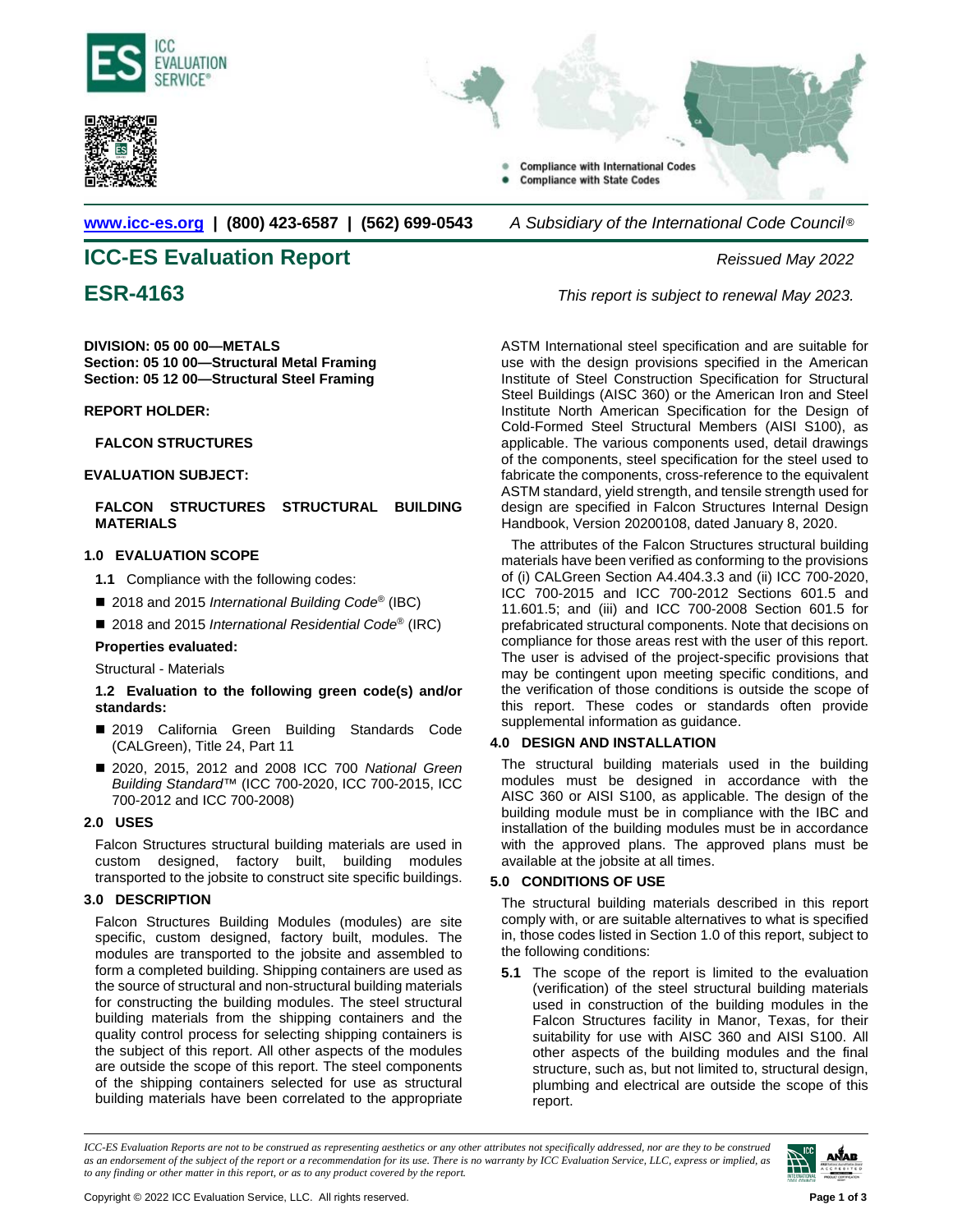**Compliance with International Codes**
**Compliance with State Codes**

www.icc-es.org | (800) 423-6587 | (562) 699-0543 *A Subsidiary of the International Code Council®*

# ICC-ES Evaluation Report

*Reissued May 2022*

# ESR-4163

*This report is subject to renewal May 2023.*

**DIVISION: 05 00 00—METALS**
**Section: 05 10 00—Structural Metal Framing**
**Section: 05 12 00—Structural Steel Framing**

**REPORT HOLDER:**

**FALCON STRUCTURES**

**EVALUATION SUBJECT:**

**FALCON STRUCTURES STRUCTURAL BUILDING MATERIALS**

## 1.0 EVALUATION SCOPE

**1.1** Compliance with the following codes:

- 2018 and 2015 *International Building Code®* (IBC)
- 2018 and 2015 *International Residential Code®* (IRC)

**Properties evaluated:**

Structural - Materials

**1.2 Evaluation to the following green code(s) and/or standards:**

- 2019 California Green Building Standards Code (CALGreen), Title 24, Part 11
- 2020, 2015, 2012 and 2008 ICC 700 *National Green Building Standard*™ (ICC 700-2020, ICC 700-2015, ICC 700-2012 and ICC 700-2008)

## 2.0 USES

Falcon Structures structural building materials are used in custom designed, factory built, building modules transported to the jobsite to construct site specific buildings.

## 3.0 DESCRIPTION

Falcon Structures Building Modules (modules) are site specific, custom designed, factory built, modules. The modules are transported to the jobsite and assembled to form a completed building. Shipping containers are used as the source of structural and non-structural building materials for constructing the building modules. The steel structural building materials from the shipping containers and the quality control process for selecting shipping containers is the subject of this report. All other aspects of the modules are outside the scope of this report. The steel components of the shipping containers selected for use as structural building materials have been correlated to the appropriate ASTM International steel specification and are suitable for use with the design provisions specified in the American Institute of Steel Construction Specification for Structural Steel Buildings (AISC 360) or the American Iron and Steel Institute North American Specification for the Design of Cold-Formed Steel Structural Members (AISI S100), as applicable. The various components used, detail drawings of the components, steel specification for the steel used to fabricate the components, cross-reference to the equivalent ASTM standard, yield strength, and tensile strength used for design are specified in Falcon Structures Internal Design Handbook, Version 20200108, dated January 8, 2020.

The attributes of the Falcon Structures structural building materials have been verified as conforming to the provisions of (i) CALGreen Section A4.404.3.3 and (ii) ICC 700-2020, ICC 700-2015 and ICC 700-2012 Sections 601.5 and 11.601.5; and (iii) and ICC 700-2008 Section 601.5 for prefabricated structural components. Note that decisions on compliance for those areas rest with the user of this report. The user is advised of the project-specific provisions that may be contingent upon meeting specific conditions, and the verification of those conditions is outside the scope of this report. These codes or standards often provide supplemental information as guidance.

## 4.0 DESIGN AND INSTALLATION

The structural building materials used in the building modules must be designed in accordance with the AISC 360 or AISI S100, as applicable. The design of the building module must be in compliance with the IBC and installation of the building modules must be in accordance with the approved plans. The approved plans must be available at the jobsite at all times.

## 5.0 CONDITIONS OF USE

The structural building materials described in this report comply with, or are suitable alternatives to what is specified in, those codes listed in Section 1.0 of this report, subject to the following conditions:

**5.1** The scope of the report is limited to the evaluation (verification) of the steel structural building materials used in construction of the building modules in the Falcon Structures facility in Manor, Texas, for their suitability for use with AISC 360 and AISI S100. All other aspects of the building modules and the final structure, such as, but not limited to, structural design, plumbing and electrical are outside the scope of this report.

*ICC-ES Evaluation Reports are not to be construed as representing aesthetics or any other attributes not specifically addressed, nor are they to be construed as an endorsement of the subject of the report or a recommendation for its use. There is no warranty by ICC Evaluation Service, LLC, express or implied, as to any finding or other matter in this report, or as to any product covered by the report.*

Copyright © 2022 ICC Evaluation Service, LLC. All rights reserved.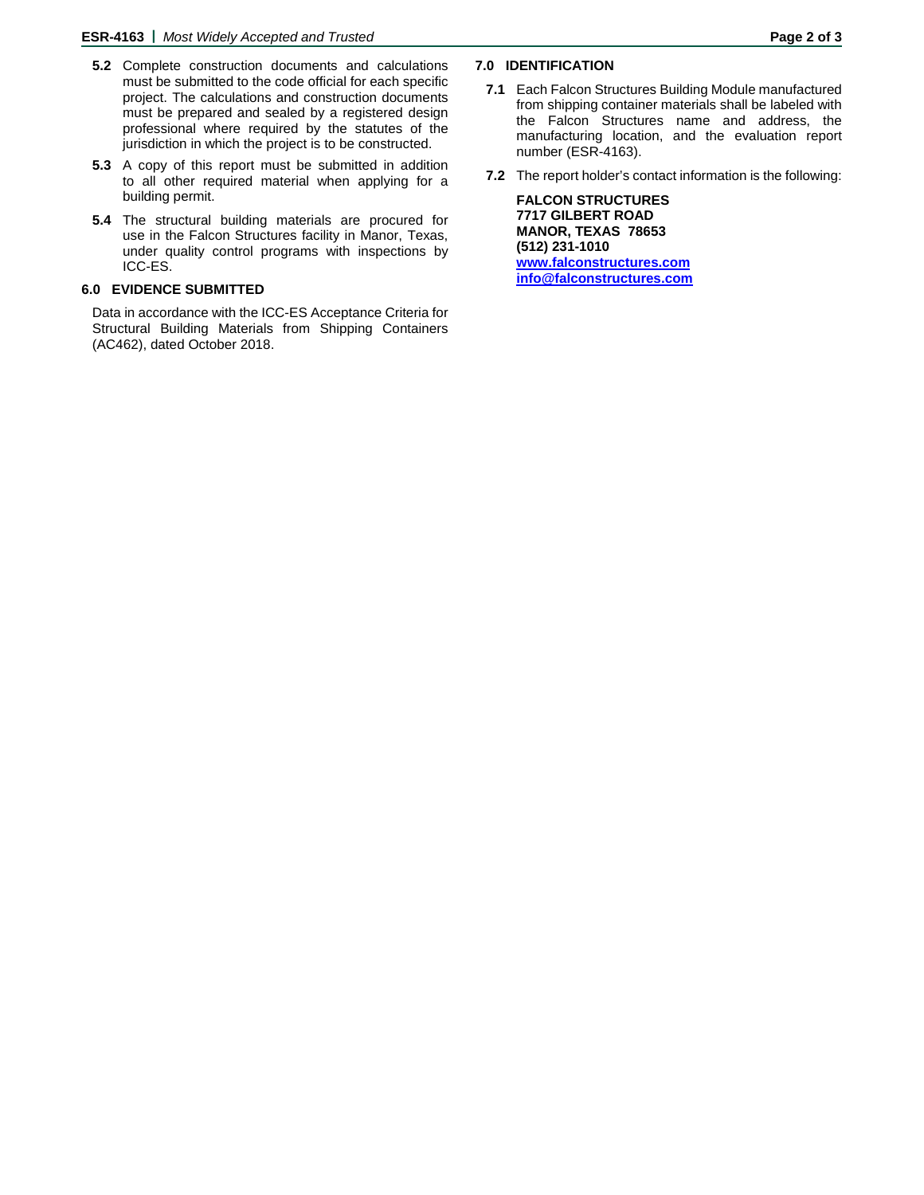**5.2** Complete construction documents and calculations must be submitted to the code official for each specific project. The calculations and construction documents must be prepared and sealed by a registered design professional where required by the statutes of the jurisdiction in which the project is to be constructed.

**5.3** A copy of this report must be submitted in addition to all other required material when applying for a building permit.

**5.4** The structural building materials are procured for use in the Falcon Structures facility in Manor, Texas, under quality control programs with inspections by ICC-ES.

## 6.0 EVIDENCE SUBMITTED

Data in accordance with the ICC-ES Acceptance Criteria for Structural Building Materials from Shipping Containers (AC462), dated October 2018.

## 7.0 IDENTIFICATION

**7.1** Each Falcon Structures Building Module manufactured from shipping container materials shall be labeled with the Falcon Structures name and address, the manufacturing location, and the evaluation report number (ESR-4163).

**7.2** The report holder's contact information is the following:

**FALCON STRUCTURES**
**7717 GILBERT ROAD**
**MANOR, TEXAS 78653**
**(512) 231-1010**
**www.falconstructures.com**
**info@falconstructures.com**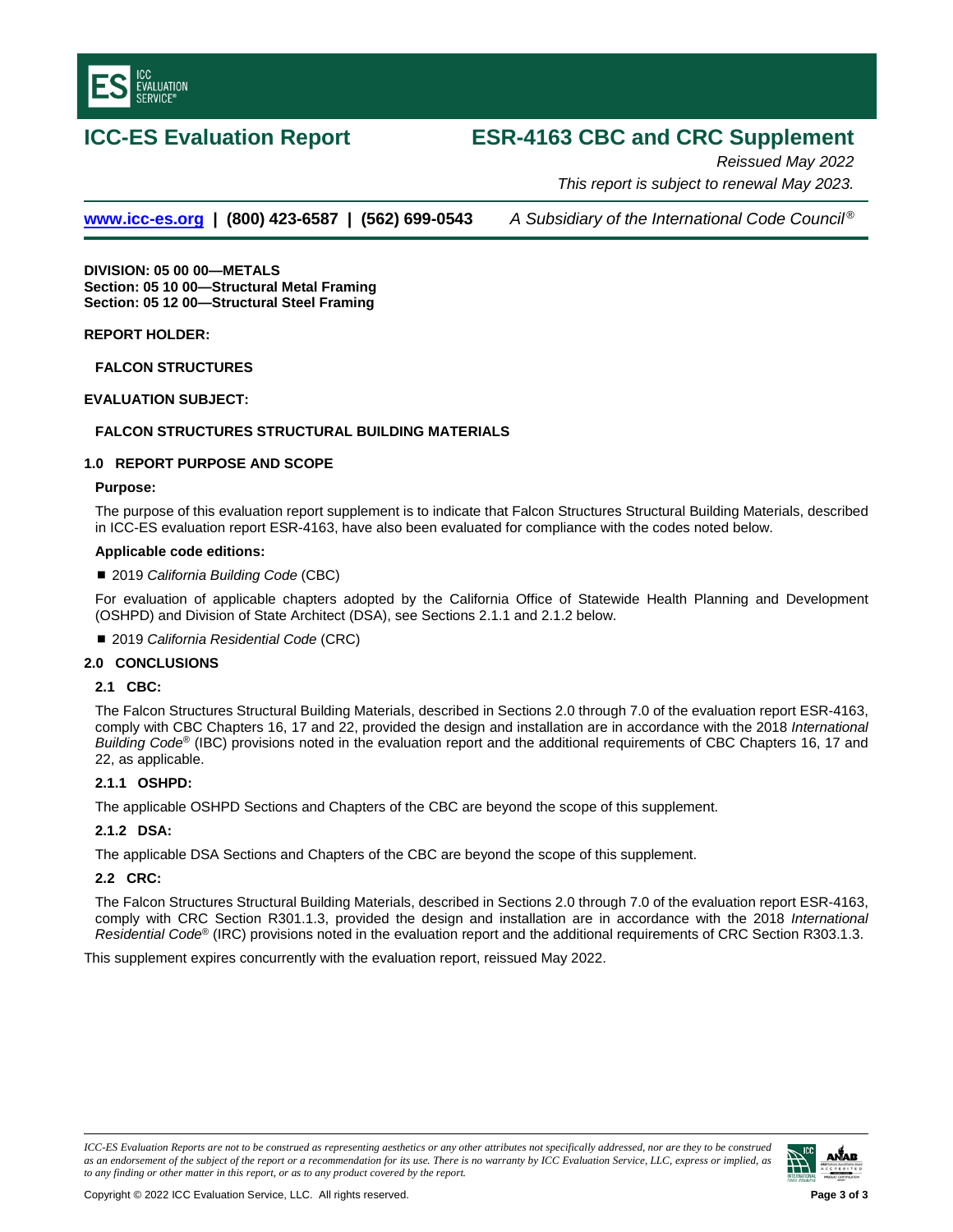# ICC-ES Evaluation Report

# ESR-4163 CBC and CRC Supplement

*Reissued May 2022*

*This report is subject to renewal May 2023.*

www.icc-es.org | (800) 423-6587 | (562) 699-0543 *A Subsidiary of the International Code Council®*

**DIVISION: 05 00 00—METALS**
**Section: 05 10 00—Structural Metal Framing**
**Section: 05 12 00—Structural Steel Framing**

**REPORT HOLDER:**

**FALCON STRUCTURES**

**EVALUATION SUBJECT:**

**FALCON STRUCTURES STRUCTURAL BUILDING MATERIALS**

## 1.0 REPORT PURPOSE AND SCOPE

**Purpose:**

The purpose of this evaluation report supplement is to indicate that Falcon Structures Structural Building Materials, described in ICC-ES evaluation report ESR-4163, have also been evaluated for compliance with the codes noted below.

**Applicable code editions:**

- 2019 *California Building Code* (CBC)

For evaluation of applicable chapters adopted by the California Office of Statewide Health Planning and Development (OSHPD) and Division of State Architect (DSA), see Sections 2.1.1 and 2.1.2 below.

- 2019 *California Residential Code* (CRC)

## 2.0 CONCLUSIONS

### 2.1 CBC:

The Falcon Structures Structural Building Materials, described in Sections 2.0 through 7.0 of the evaluation report ESR-4163, comply with CBC Chapters 16, 17 and 22, provided the design and installation are in accordance with the 2018 *International Building Code®* (IBC) provisions noted in the evaluation report and the additional requirements of CBC Chapters 16, 17 and 22, as applicable.

#### 2.1.1 OSHPD:

The applicable OSHPD Sections and Chapters of the CBC are beyond the scope of this supplement.

#### 2.1.2 DSA:

The applicable DSA Sections and Chapters of the CBC are beyond the scope of this supplement.

### 2.2 CRC:

The Falcon Structures Structural Building Materials, described in Sections 2.0 through 7.0 of the evaluation report ESR-4163, comply with CRC Section R301.1.3, provided the design and installation are in accordance with the 2018 *International Residential Code®* (IRC) provisions noted in the evaluation report and the additional requirements of CRC Section R303.1.3.

This supplement expires concurrently with the evaluation report, reissued May 2022.

*ICC-ES Evaluation Reports are not to be construed as representing aesthetics or any other attributes not specifically addressed, nor are they to be construed as an endorsement of the subject of the report or a recommendation for its use. There is no warranty by ICC Evaluation Service, LLC, express or implied, as to any finding or other matter in this report, or as to any product covered by the report.*

Copyright © 2022 ICC Evaluation Service, LLC. All rights reserved.